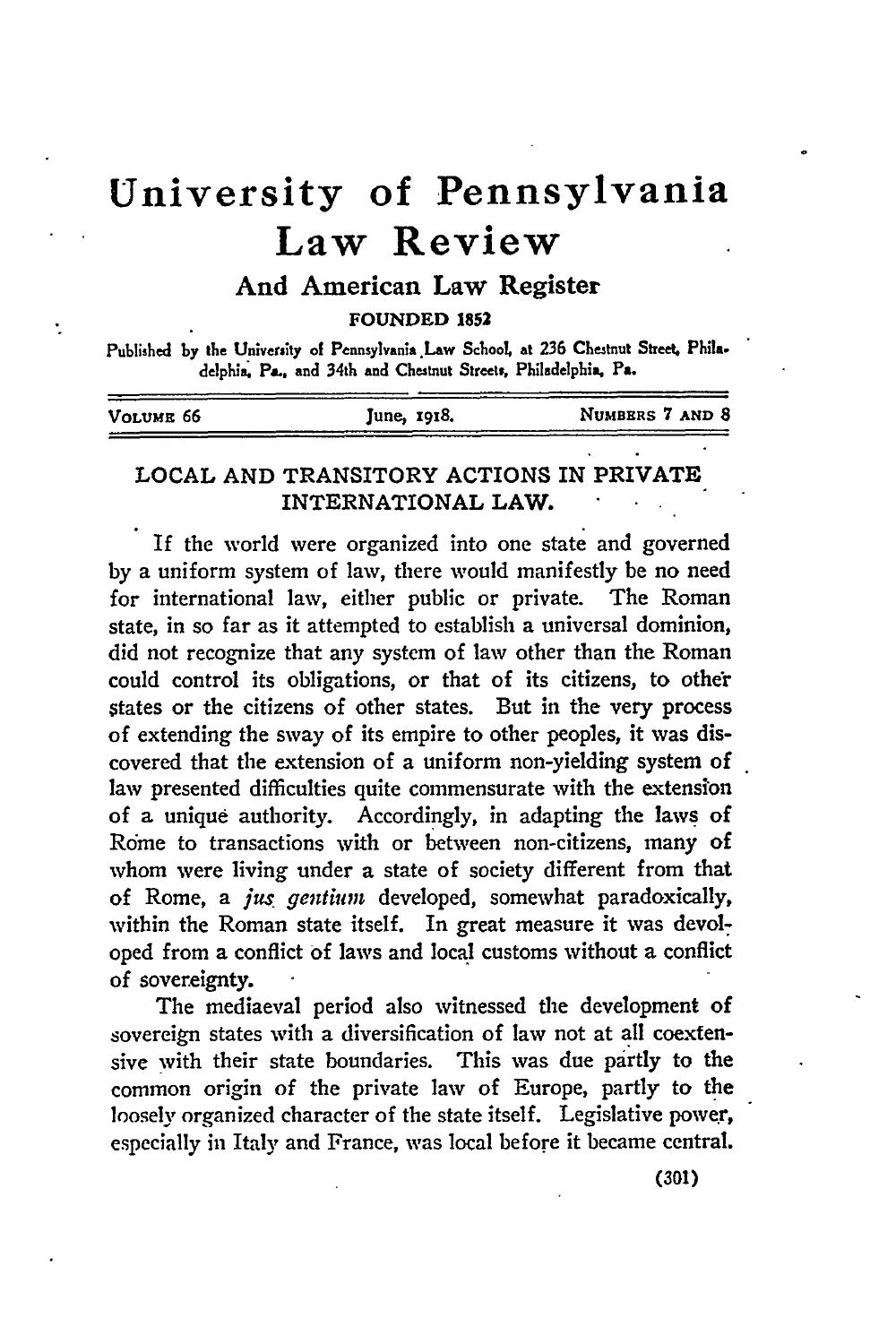# University of Pennsylvania Law Review

## And American Law Register

FOUNDED 1852

Published by the University of Pennsylvania Law School, at 236 Chestnut Street, Philadelphia, Pa., and 34th and Chestnut Streets, Philadelphia, Pa.

| VOLUME 66 | June, 1918. | NUMBERS 7 AND 8 |
|---|---|---|

## LOCAL AND TRANSITORY ACTIONS IN PRIVATE INTERNATIONAL LAW.

If the world were organized into one state and governed by a uniform system of law, there would manifestly be no need for international law, either public or private. The Roman state, in so far as it attempted to establish a universal dominion, did not recognize that any system of law other than the Roman could control its obligations, or that of its citizens, to other states or the citizens of other states. But in the very process of extending the sway of its empire to other peoples, it was discovered that the extension of a uniform non-yielding system of law presented difficulties quite commensurate with the extension of a unique authority. Accordingly, in adapting the laws of Rome to transactions with or between non-citizens, many of whom were living under a state of society different from that of Rome, a *jus gentium* developed, somewhat paradoxically, within the Roman state itself. In great measure it was devoloped from a conflict of laws and local customs without a conflict of sovereignty.

The mediaeval period also witnessed the development of sovereign states with a diversification of law not at all coextensive with their state boundaries. This was due partly to the common origin of the private law of Europe, partly to the loosely organized character of the state itself. Legislative power, especially in Italy and France, was local before it became central.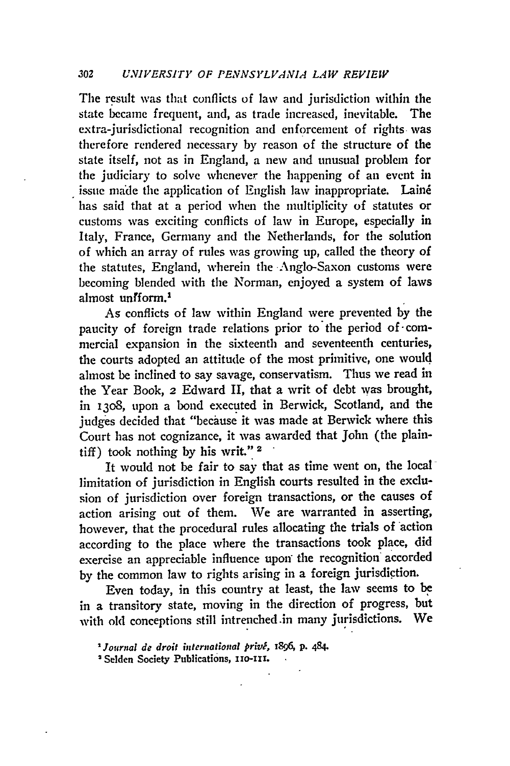The result was that conflicts of law and jurisdiction within the state became frequent, and, as trade increased, inevitable. The extra-jurisdictional recognition and enforcement of rights was therefore rendered necessary by reason of the structure of the state itself, not as in England, a new and unusual problem for the judiciary to solve whenever the happening of an event in issue made the application of English law inappropriate. Lainé has said that at a period when the multiplicity of statutes or customs was exciting conflicts of law in Europe, especially in Italy, France, Germany and the Netherlands, for the solution of which an array of rules was growing up, called the theory of the statutes, England, wherein the Anglo-Saxon customs were becoming blended with the Norman, enjoyed a system of laws almost uniform.[1]

As conflicts of law within England were prevented by the paucity of foreign trade relations prior to the period of commercial expansion in the sixteenth and seventeenth centuries, the courts adopted an attitude of the most primitive, one would almost be inclined to say savage, conservatism. Thus we read in the Year Book, 2 Edward II, that a writ of debt was brought, in 1308, upon a bond executed in Berwick, Scotland, and the judges decided that "because it was made at Berwick where this Court has not cognizance, it was awarded that John (the plaintiff) took nothing by his writ."[2]

It would not be fair to say that as time went on, the local limitation of jurisdiction in English courts resulted in the exclusion of jurisdiction over foreign transactions, or the causes of action arising out of them. We are warranted in asserting, however, that the procedural rules allocating the trials of action according to the place where the transactions took place, did exercise an appreciable influence upon the recognition accorded by the common law to rights arising in a foreign jurisdiction.

Even today, in this country at least, the law seems to be in a transitory state, moving in the direction of progress, but with old conceptions still intrenched in many jurisdictions. We

[1] *Journal de droit international privé*, 1896, p. 484.

[2] Selden Society Publications, 110-111.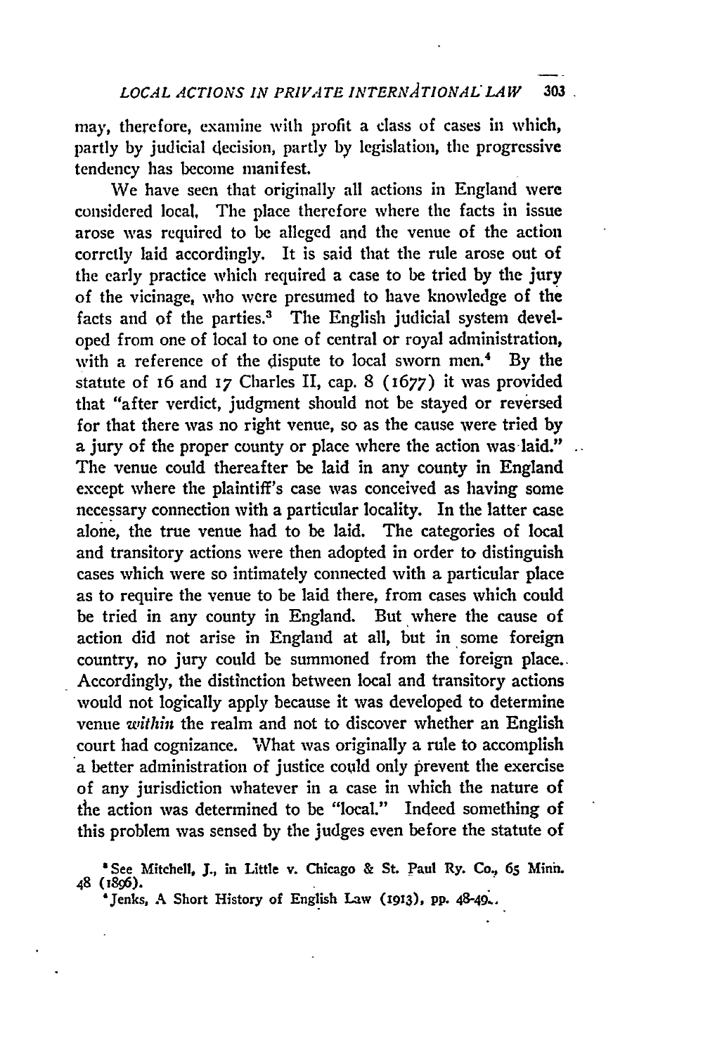may, therefore, examine with profit a class of cases in which, partly by judicial decision, partly by legislation, the progressive tendency has become manifest.

We have seen that originally all actions in England were considered local. The place therefore where the facts in issue arose was required to be alleged and the venue of the action corrctly laid accordingly. It is said that the rule arose out of the early practice which required a case to be tried by the jury of the vicinage, who were presumed to have knowledge of the facts and of the parties.[3] The English judicial system developed from one of local to one of central or royal administration, with a reference of the dispute to local sworn men.[4] By the statute of 16 and 17 Charles II, cap. 8 (1677) it was provided that "after verdict, judgment should not be stayed or reversed for that there was no right venue, so as the cause were tried by a jury of the proper county or place where the action was laid." The venue could thereafter be laid in any county in England except where the plaintiff's case was conceived as having some necessary connection with a particular locality. In the latter case alone, the true venue had to be laid. The categories of local and transitory actions were then adopted in order to distinguish cases which were so intimately connected with a particular place as to require the venue to be laid there, from cases which could be tried in any county in England. But where the cause of action did not arise in England at all, but in some foreign country, no jury could be summoned from the foreign place. Accordingly, the distinction between local and transitory actions would not logically apply because it was developed to determine venue *within* the realm and not to discover whether an English court had cognizance. What was originally a rule to accomplish a better administration of justice could only prevent the exercise of any jurisdiction whatever in a case in which the nature of the action was determined to be "local." Indeed something of this problem was sensed by the judges even before the statute of

[3] See Mitchell, J., in Little v. Chicago & St. Paul Ry. Co., 65 Minn. 48 (1896).

[4] Jenks, A Short History of English Law (1913), pp. 48-49.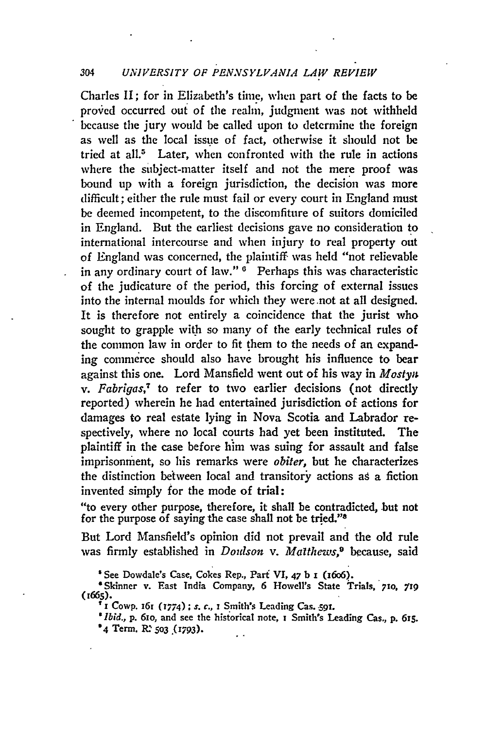Charles II; for in Elizabeth's time, when part of the facts to be proved occurred out of the realm, judgment was not withheld because the jury would be called upon to determine the foreign as well as the local issue of fact, otherwise it should not be tried at all.[5] Later, when confronted with the rule in actions where the subject-matter itself and not the mere proof was bound up with a foreign jurisdiction, the decision was more difficult; either the rule must fail or every court in England must be deemed incompetent, to the discomfiture of suitors domiciled in England. But the earliest decisions gave no consideration to international intercourse and when injury to real property out of England was concerned, the plaintiff was held "not relievable in any ordinary court of law." [6] Perhaps this was characteristic of the judicature of the period, this forcing of external issues into the internal moulds for which they were not at all designed. It is therefore not entirely a coincidence that the jurist who sought to grapple with so many of the early technical rules of the common law in order to fit them to the needs of an expanding commerce should also have brought his influence to bear against this one. Lord Mansfield went out of his way in *Mostyn v. Fabrigas*,[7] to refer to two earlier decisions (not directly reported) wherein he had entertained jurisdiction of actions for damages to real estate lying in Nova Scotia and Labrador respectively, where no local courts had yet been instituted. The plaintiff in the case before him was suing for assault and false imprisonment, so his remarks were *obiter*, but he characterizes the distinction between local and transitory actions as a fiction invented simply for the mode of trial:

"to every other purpose, therefore, it shall be contradicted, but not for the purpose of saying the case shall not be tried."[8]

But Lord Mansfield's opinion did not prevail and the old rule was firmly established in *Doulson v. Matthews*,[9] because, said

[5] See Dowdale's Case, Cokes Rep., Part VI, 47 b 1 (1606).

[6] Skinner v. East India Company, 6 Howell's State Trials, 710, 719 (1665).

[7] 1 Cowp. 161 (1774); *s. c.*, 1 Smith's Leading Cas. 591.

[8] *Ibid.*, p. 610, and see the historical note, 1 Smith's Leading Cas., p. 615.

[9] 4 Term. R. 503 (1793).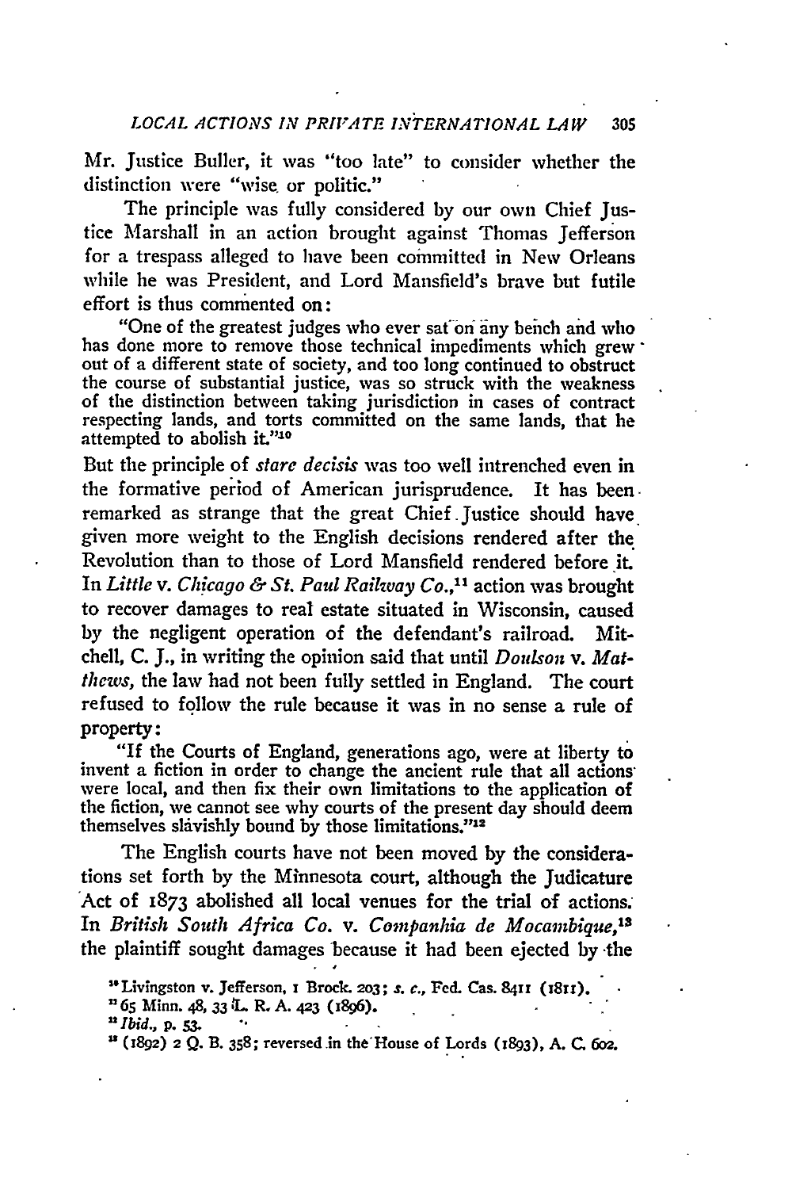Mr. Justice Buller, it was "too late" to consider whether the distinction were "wise or politic."

The principle was fully considered by our own Chief Justice Marshall in an action brought against Thomas Jefferson for a trespass alleged to have been committed in New Orleans while he was President, and Lord Mansfield's brave but futile effort is thus commented on:

> "One of the greatest judges who ever sat on any bench and who has done more to remove those technical impediments which grew out of a different state of society, and too long continued to obstruct the course of substantial justice, was so struck with the weakness of the distinction between taking jurisdiction in cases of contract respecting lands, and torts committed on the same lands, that he attempted to abolish it."[10]

But the principle of *stare decisis* was too well intrenched even in the formative period of American jurisprudence. It has been remarked as strange that the great Chief Justice should have given more weight to the English decisions rendered after the Revolution than to those of Lord Mansfield rendered before it. In *Little* v. *Chicago & St. Paul Railway Co.*,[11] action was brought to recover damages to real estate situated in Wisconsin, caused by the negligent operation of the defendant's railroad. Mitchell, C. J., in writing the opinion said that until *Doulson* v. *Matthews*, the law had not been fully settled in England. The court refused to follow the rule because it was in no sense a rule of property:

> "If the Courts of England, generations ago, were at liberty to invent a fiction in order to change the ancient rule that all actions were local, and then fix their own limitations to the application of the fiction, we cannot see why courts of the present day should deem themselves slavishly bound by those limitations."[12]

The English courts have not been moved by the considerations set forth by the Minnesota court, although the Judicature Act of 1873 abolished all local venues for the trial of actions. In *British South Africa Co.* v. *Companhia de Mocambique*,[13] the plaintiff sought damages because it had been ejected by the

---

[10] Livingston v. Jefferson, 1 Brock. 203; *s. c.*, Fed. Cas. 8411 (1811).

[11] 65 Minn. 48, 33 L. R. A. 423 (1896).

[12] *Ibid.*, p. 53.

[13] (1892) 2 Q. B. 358; reversed in the House of Lords (1893), A. C. 602.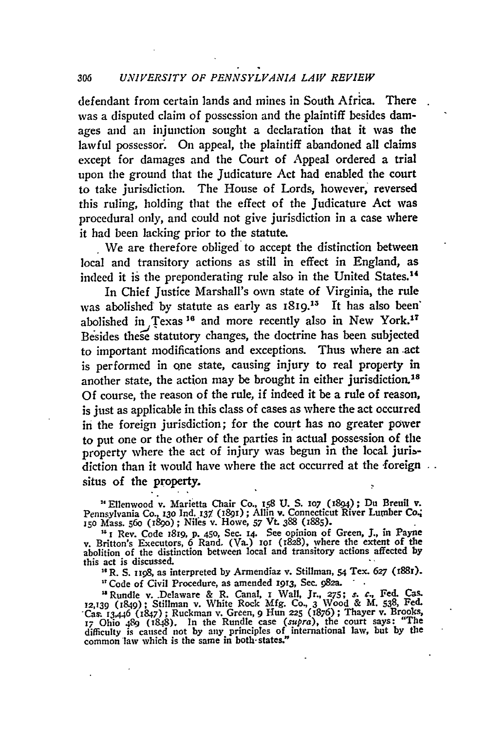defendant from certain lands and mines in South Africa. There was a disputed claim of possession and the plaintiff besides damages and an injunction sought a declaration that it was the lawful possessor. On appeal, the plaintiff abandoned all claims except for damages and the Court of Appeal ordered a trial upon the ground that the Judicature Act had enabled the court to take jurisdiction. The House of Lords, however, reversed this ruling, holding that the effect of the Judicature Act was procedural only, and could not give jurisdiction in a case where it had been lacking prior to the statute.

We are therefore obliged to accept the distinction between local and transitory actions as still in effect in England, as indeed it is the preponderating rule also in the United States.[14]

In Chief Justice Marshall's own state of Virginia, the rule was abolished by statute as early as 1819.[15] It has also been abolished in Texas[16] and more recently also in New York.[17] Besides these statutory changes, the doctrine has been subjected to important modifications and exceptions. Thus where an act is performed in one state, causing injury to real property in another state, the action may be brought in either jurisdiction.[18] Of course, the reason of the rule, if indeed it be a rule of reason, is just as applicable in this class of cases as where the act occurred in the foreign jurisdiction; for the court has no greater power to put one or the other of the parties in actual possession of the property where the act of injury was begun in the local jurisdiction than it would have where the act occurred at the foreign situs of the property.

[14] Ellenwood v. Marietta Chair Co., 158 U. S. 107 (1894); Du Breuil v. Pennsylvania Co., 130 Ind. 137 (1891); Allin v. Connecticut River Lumber Co., 150 Mass. 560 (1890); Niles v. Howe, 57 Vt. 388 (1885).

[15] 1 Rev. Code 1819, p. 450, Sec. 14. See opinion of Green, J., in Payne v. Britton's Executors, 6 Rand. (Va.) 101 (1828), where the extent of the abolition of the distinction between local and transitory actions affected by this act is discussed.

[16] R. S. 1198, as interpreted by Armendiaz v. Stillman, 54 Tex. 627 (1881).

[17] Code of Civil Procedure, as amended 1913, Sec. 982a.

[18] Rundle v. Delaware & R. Canal, 1 Wall, Jr., 275; *s. c.*, Fed. Cas. 12,139 (1849); Stillman v. White Rock Mfg. Co., 3 Wood & M. 538, Fed. Cas. 13,446 (1847); Ruckman v. Green, 9 Hun 225 (1876); Thayer v. Brooks, 17 Ohio 489 (1848). In the Rundle case (*supra*), the court says: "The difficulty is caused not by any principles of international law, but by the common law which is the same in both states."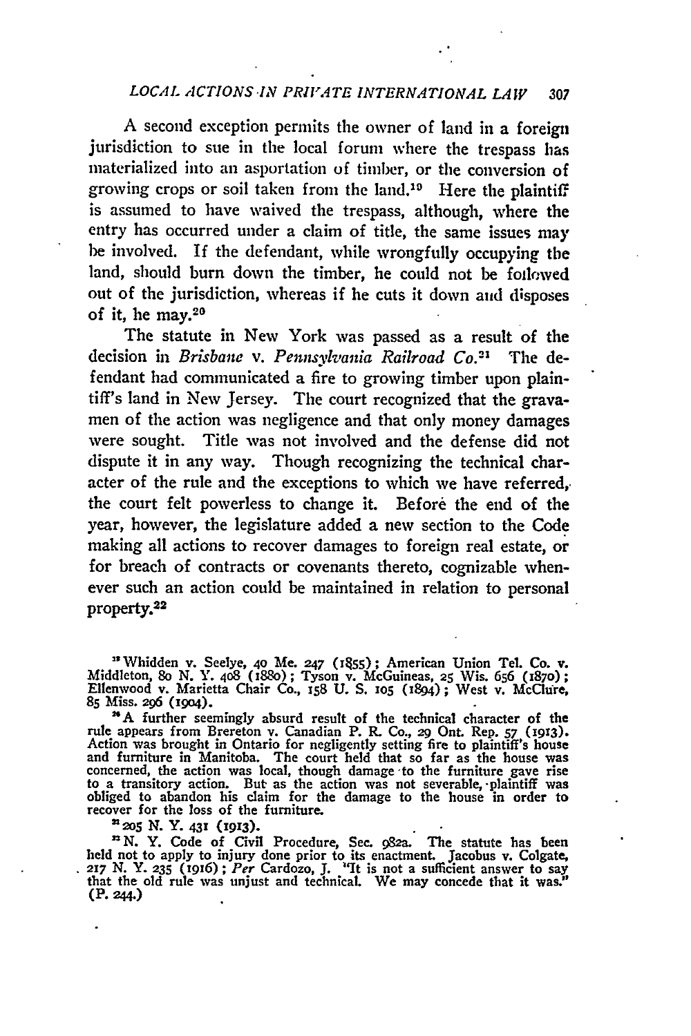A second exception permits the owner of land in a foreign jurisdiction to sue in the local forum where the trespass has materialized into an asportation of timber, or the conversion of growing crops or soil taken from the land.[19] Here the plaintiff is assumed to have waived the trespass, although, where the entry has occurred under a claim of title, the same issues may be involved. If the defendant, while wrongfully occupying the land, should burn down the timber, he could not be followed out of the jurisdiction, whereas if he cuts it down and disposes of it, he may.[20]

The statute in New York was passed as a result of the decision in *Brisbane* v. *Pennsylvania Railroad Co.*[21] The defendant had communicated a fire to growing timber upon plaintiff's land in New Jersey. The court recognized that the gravamen of the action was negligence and that only money damages were sought. Title was not involved and the defense did not dispute it in any way. Though recognizing the technical character of the rule and the exceptions to which we have referred, the court felt powerless to change it. Before the end of the year, however, the legislature added a new section to the Code making all actions to recover damages to foreign real estate, or for breach of contracts or covenants thereto, cognizable whenever such an action could be maintained in relation to personal property.[22]

---

[19] Whidden v. Seelye, 40 Me. 247 (1855); American Union Tel. Co. v. Middleton, 80 N. Y. 408 (1880); Tyson v. McGuineas, 25 Wis. 656 (1870); Ellenwood v. Marietta Chair Co., 158 U. S. 105 (1894); West v. McClure, 85 Miss. 296 (1904).

[20] A further seemingly absurd result of the technical character of the rule appears from Brereton v. Canadian P. R. Co., 29 Ont. Rep. 57 (1913). Action was brought in Ontario for negligently setting fire to plaintiff's house and furniture in Manitoba. The court held that so far as the house was concerned, the action was local, though damage to the furniture gave rise to a transitory action. But as the action was not severable, plaintiff was obliged to abandon his claim for the damage to the house in order to recover for the loss of the furniture.

[21] 205 N. Y. 431 (1913).

[22] N. Y. Code of Civil Procedure, Sec. 982a. The statute has been held not to apply to injury done prior to its enactment. Jacobus v. Colgate, 217 N. Y. 235 (1916); *Per* Cardozo, J. "It is not a sufficient answer to say that the old rule was unjust and technical. We may concede that it was." (P. 244.)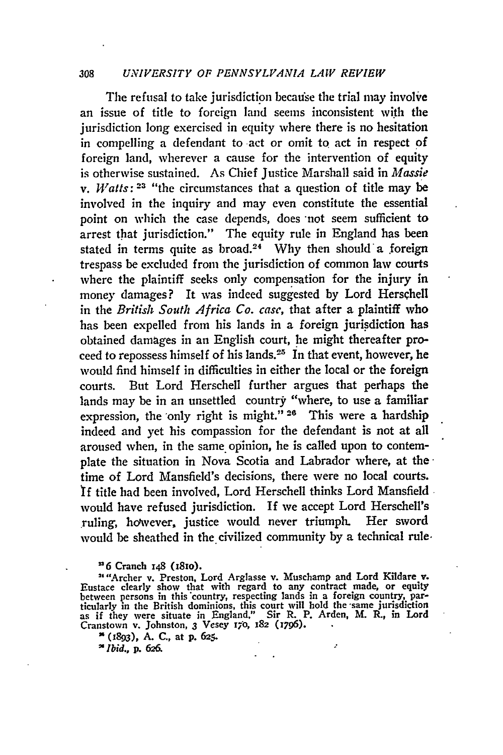The refusal to take jurisdiction because the trial may involve an issue of title to foreign land seems inconsistent with the jurisdiction long exercised in equity where there is no hesitation in compelling a defendant to act or omit to act in respect of foreign land, wherever a cause for the intervention of equity is otherwise sustained. As Chief Justice Marshall said in *Massie v. Watts:*[23] "the circumstances that a question of title may be involved in the inquiry and may even constitute the essential point on which the case depends, does not seem sufficient to arrest that jurisdiction." The equity rule in England has been stated in terms quite as broad.[24] Why then should a foreign trespass be excluded from the jurisdiction of common law courts where the plaintiff seeks only compensation for the injury in money damages? It was indeed suggested by Lord Herschell in the *British South Africa Co. case*, that after a plaintiff who has been expelled from his lands in a foreign jurisdiction has obtained damages in an English court, he might thereafter proceed to repossess himself of his lands.[25] In that event, however, he would find himself in difficulties in either the local or the foreign courts. But Lord Herschell further argues that perhaps the lands may be in an unsettled country "where, to use a familiar expression, the only right is might."[26] This were a hardship indeed and yet his compassion for the defendant is not at all aroused when, in the same opinion, he is called upon to contemplate the situation in Nova Scotia and Labrador where, at the time of Lord Mansfield's decisions, there were no local courts. If title had been involved, Lord Herschell thinks Lord Mansfield would have refused jurisdiction. If we accept Lord Herschell's ruling, however, justice would never triumph. Her sword would be sheathed in the civilized community by a technical rule

[23] 6 Cranch 148 (1810).

[24] "Archer v. Preston, Lord Arglasse v. Muschamp and Lord Kildare v. Eustace clearly show that with regard to any contract made, or equity between persons in this country, respecting lands in a foreign country, particularly in the British dominions, this court will hold the same jurisdiction as if they were situate in England." Sir R. P. Arden, M. R., in Lord Cranstown v. Johnston, 3 Vesey 170, 182 (1796).

[25] (1893), A. C., at p. 625.

[26] *Ibid.*, p. 626.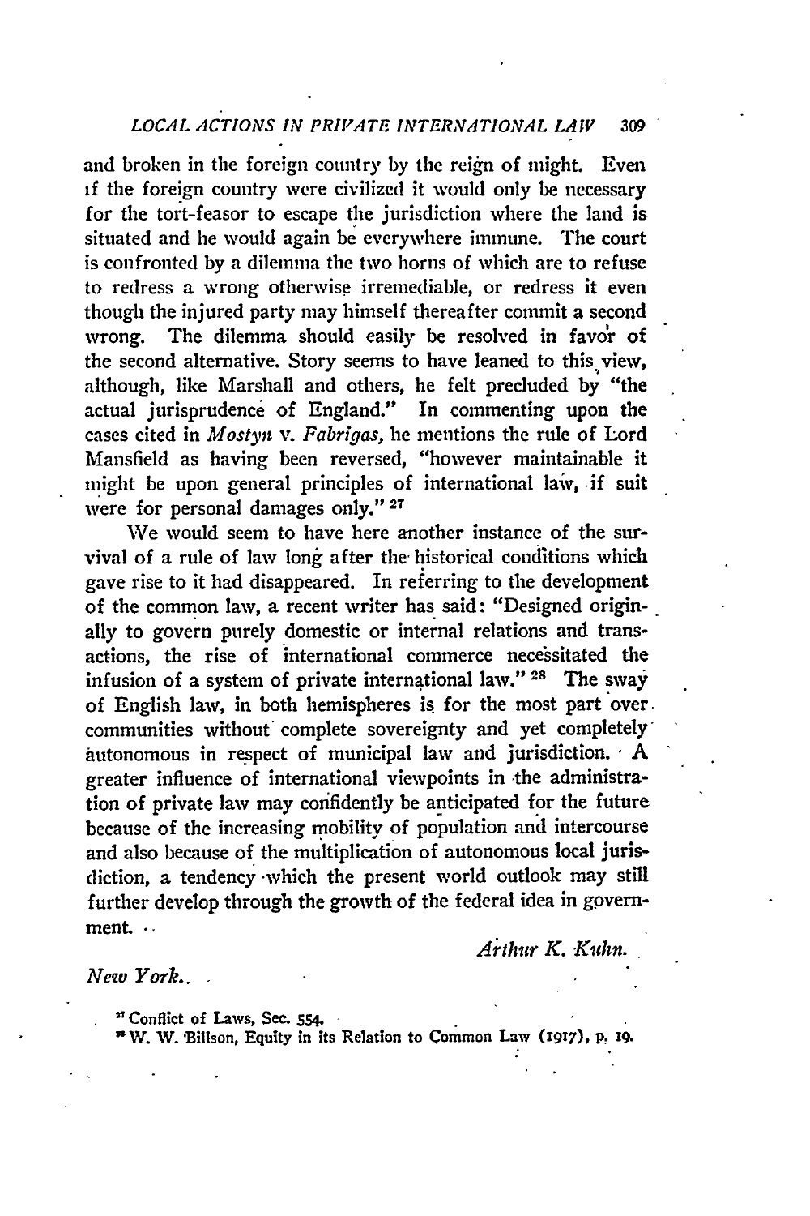and broken in the foreign country by the reign of might. Even if the foreign country were civilized it would only be necessary for the tort-feasor to escape the jurisdiction where the land is situated and he would again be everywhere immune. The court is confronted by a dilemma the two horns of which are to refuse to redress a wrong otherwise irremediable, or redress it even though the injured party may himself thereafter commit a second wrong. The dilemma should easily be resolved in favor of the second alternative. Story seems to have leaned to this view, although, like Marshall and others, he felt precluded by "the actual jurisprudence of England." In commenting upon the cases cited in *Mostyn* v. *Fabrigas,* he mentions the rule of Lord Mansfield as having been reversed, "however maintainable it might be upon general principles of international law, if suit were for personal damages only."[27]

We would seem to have here another instance of the survival of a rule of law long after the historical conditions which gave rise to it had disappeared. In referring to the development of the common law, a recent writer has said: "Designed originally to govern purely domestic or internal relations and transactions, the rise of international commerce necessitated the infusion of a system of private international law."[28] The sway of English law, in both hemispheres is for the most part over communities without complete sovereignty and yet completely autonomous in respect of municipal law and jurisdiction. A greater influence of international viewpoints in the administration of private law may confidently be anticipated for the future because of the increasing mobility of population and intercourse and also because of the multiplication of autonomous local jurisdiction, a tendency which the present world outlook may still further develop through the growth of the federal idea in government.

*Arthur K. Kuhn.*

*New York.*

[27] Conflict of Laws, Sec. 554.

[28] W. W. Billson, Equity in its Relation to Common Law (1917), p. 19.